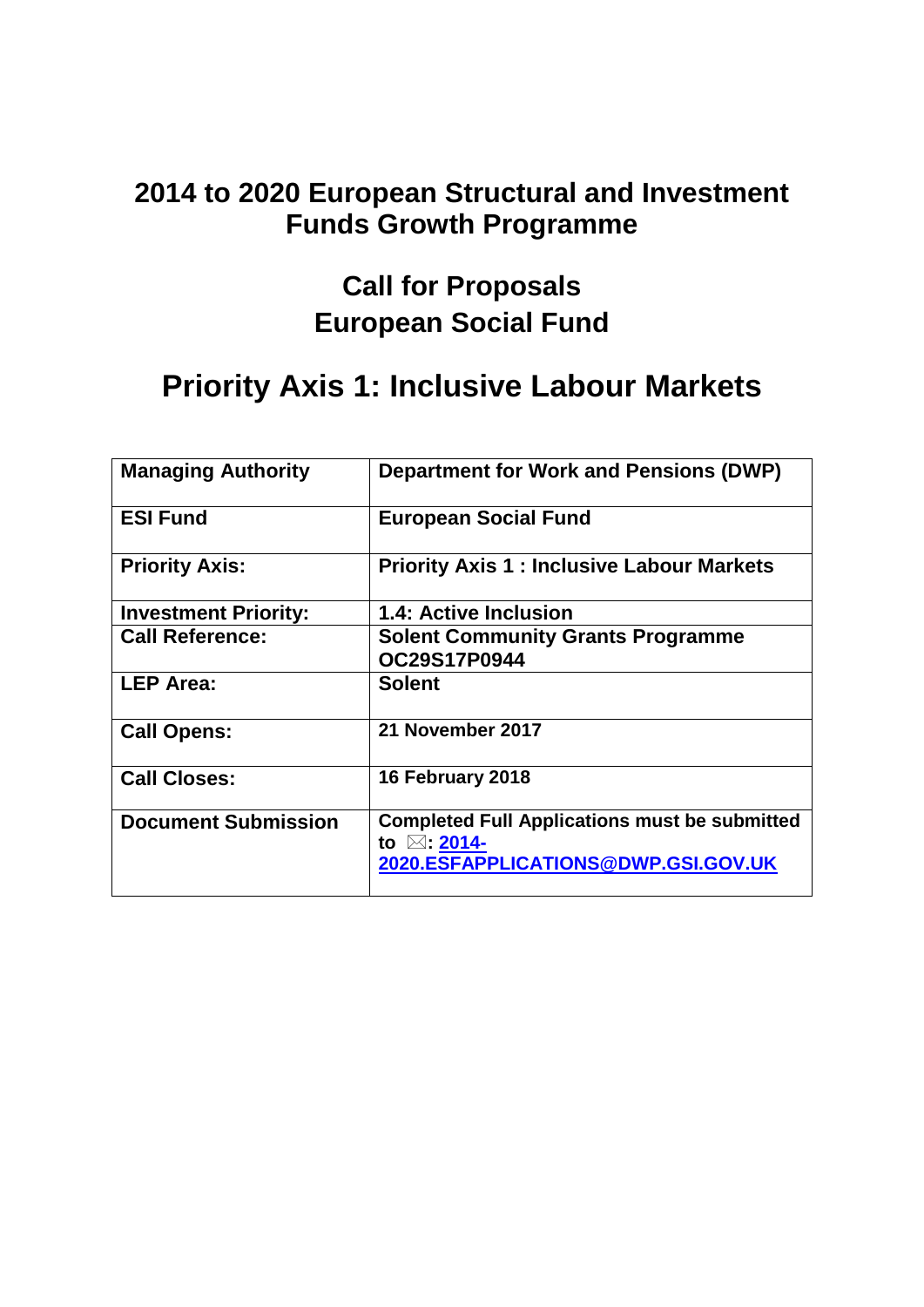# 2014 to 2020 European Structural and Investment Funds Growth Programme

## Call for Proposals
## European Social Fund

# Priority Axis 1: Inclusive Labour Markets

| Managing Authority | Department for Work and Pensions (DWP) |
|---|---|
| ESI Fund | European Social Fund |
| Priority Axis: | Priority Axis 1 : Inclusive Labour Markets |
| Investment Priority: | 1.4: Active Inclusion |
| Call Reference: | Solent Community Grants Programme OC29S17P0944 |
| LEP Area: | Solent |
| Call Opens: | 21 November 2017 |
| Call Closes: | 16 February 2018 |
| Document Submission | Completed Full Applications must be submitted to ✉: 2014-2020.ESFAPPLICATIONS@DWP.GSI.GOV.UK |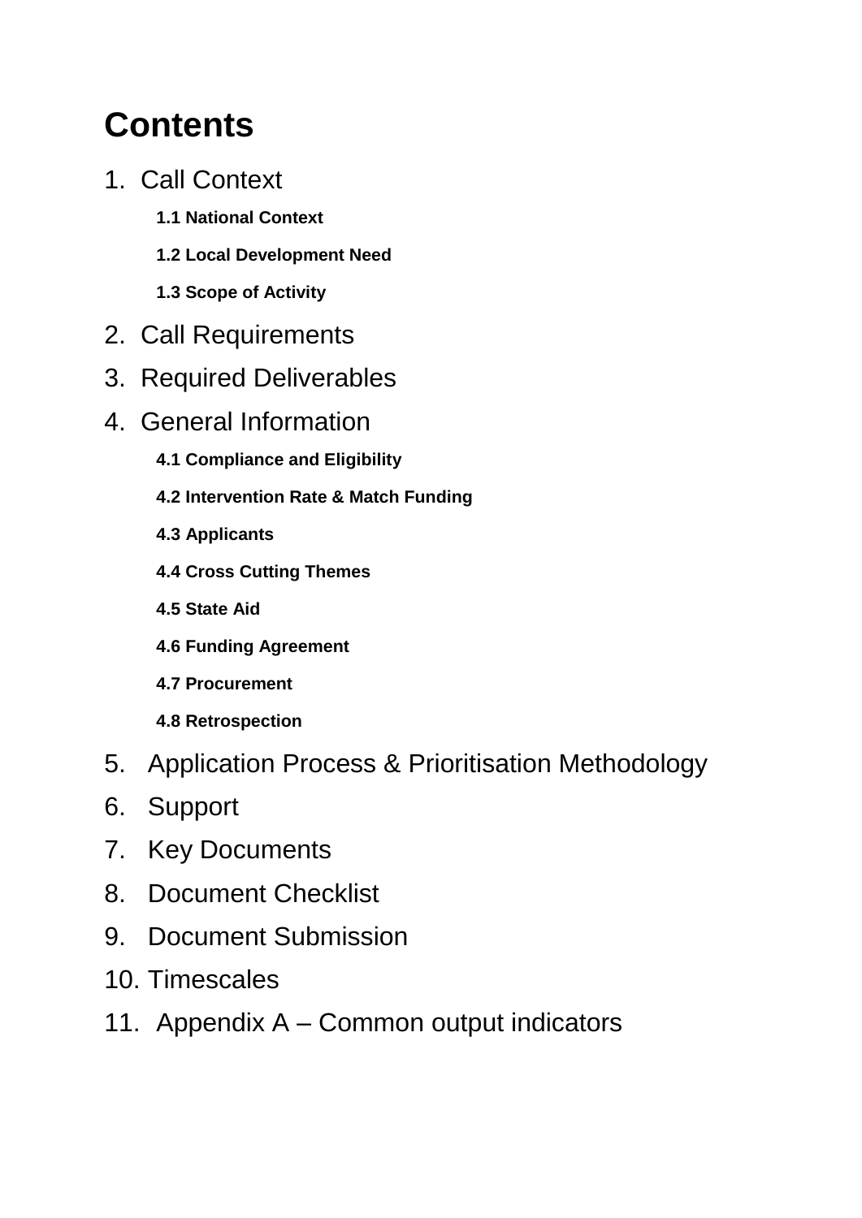# Contents

1. Call Context
   - **1.1 National Context**
   - **1.2 Local Development Need**
   - **1.3 Scope of Activity**
2. Call Requirements
3. Required Deliverables
4. General Information
   - **4.1 Compliance and Eligibility**
   - **4.2 Intervention Rate & Match Funding**
   - **4.3 Applicants**
   - **4.4 Cross Cutting Themes**
   - **4.5 State Aid**
   - **4.6 Funding Agreement**
   - **4.7 Procurement**
   - **4.8 Retrospection**
5. Application Process & Prioritisation Methodology
6. Support
7. Key Documents
8. Document Checklist
9. Document Submission
10. Timescales
11. Appendix A – Common output indicators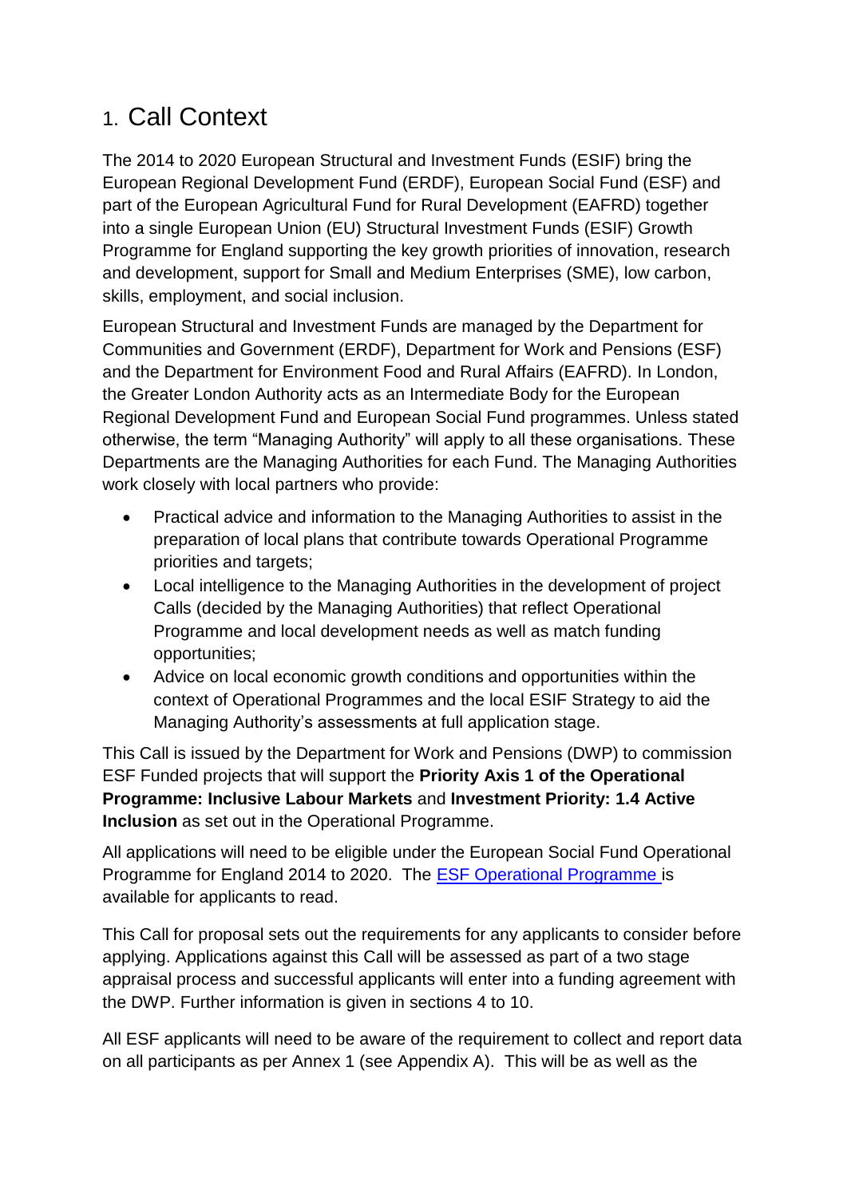# 1. Call Context

The 2014 to 2020 European Structural and Investment Funds (ESIF) bring the European Regional Development Fund (ERDF), European Social Fund (ESF) and part of the European Agricultural Fund for Rural Development (EAFRD) together into a single European Union (EU) Structural Investment Funds (ESIF) Growth Programme for England supporting the key growth priorities of innovation, research and development, support for Small and Medium Enterprises (SME), low carbon, skills, employment, and social inclusion.

European Structural and Investment Funds are managed by the Department for Communities and Government (ERDF), Department for Work and Pensions (ESF) and the Department for Environment Food and Rural Affairs (EAFRD). In London, the Greater London Authority acts as an Intermediate Body for the European Regional Development Fund and European Social Fund programmes. Unless stated otherwise, the term "Managing Authority" will apply to all these organisations. These Departments are the Managing Authorities for each Fund. The Managing Authorities work closely with local partners who provide:

- Practical advice and information to the Managing Authorities to assist in the preparation of local plans that contribute towards Operational Programme priorities and targets;
- Local intelligence to the Managing Authorities in the development of project Calls (decided by the Managing Authorities) that reflect Operational Programme and local development needs as well as match funding opportunities;
- Advice on local economic growth conditions and opportunities within the context of Operational Programmes and the local ESIF Strategy to aid the Managing Authority's assessments at full application stage.

This Call is issued by the Department for Work and Pensions (DWP) to commission ESF Funded projects that will support the **Priority Axis 1 of the Operational Programme: Inclusive Labour Markets** and **Investment Priority: 1.4 Active Inclusion** as set out in the Operational Programme.

All applications will need to be eligible under the European Social Fund Operational Programme for England 2014 to 2020. The ESF Operational Programme is available for applicants to read.

This Call for proposal sets out the requirements for any applicants to consider before applying. Applications against this Call will be assessed as part of a two stage appraisal process and successful applicants will enter into a funding agreement with the DWP. Further information is given in sections 4 to 10.

All ESF applicants will need to be aware of the requirement to collect and report data on all participants as per Annex 1 (see Appendix A). This will be as well as the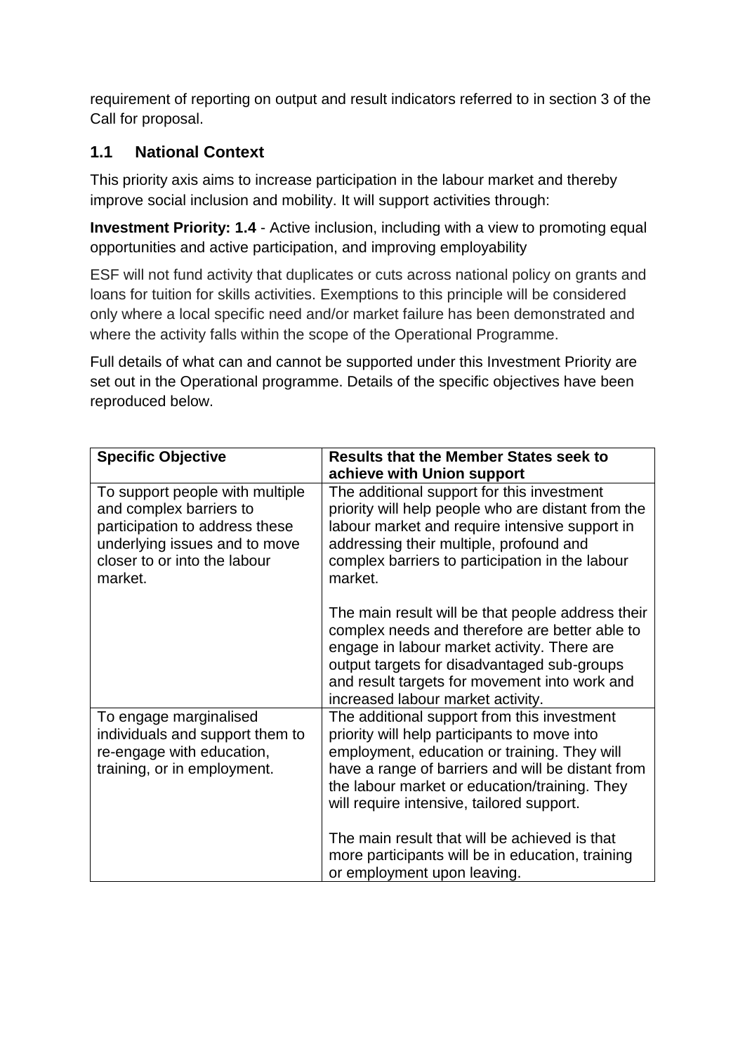requirement of reporting on output and result indicators referred to in section 3 of the Call for proposal.

## 1.1 National Context

This priority axis aims to increase participation in the labour market and thereby improve social inclusion and mobility. It will support activities through:

**Investment Priority: 1.4** - Active inclusion, including with a view to promoting equal opportunities and active participation, and improving employability

ESF will not fund activity that duplicates or cuts across national policy on grants and loans for tuition for skills activities. Exemptions to this principle will be considered only where a local specific need and/or market failure has been demonstrated and where the activity falls within the scope of the Operational Programme.

Full details of what can and cannot be supported under this Investment Priority are set out in the Operational programme. Details of the specific objectives have been reproduced below.

| Specific Objective | Results that the Member States seek to achieve with Union support |
|---|---|
| To support people with multiple and complex barriers to participation to address these underlying issues and to move closer to or into the labour market. | The additional support for this investment priority will help people who are distant from the labour market and require intensive support in addressing their multiple, profound and complex barriers to participation in the labour market.<br><br>The main result will be that people address their complex needs and therefore are better able to engage in labour market activity. There are output targets for disadvantaged sub-groups and result targets for movement into work and increased labour market activity. |
| To engage marginalised individuals and support them to re-engage with education, training, or in employment. | The additional support from this investment priority will help participants to move into employment, education or training. They will have a range of barriers and will be distant from the labour market or education/training. They will require intensive, tailored support.<br><br>The main result that will be achieved is that more participants will be in education, training or employment upon leaving. |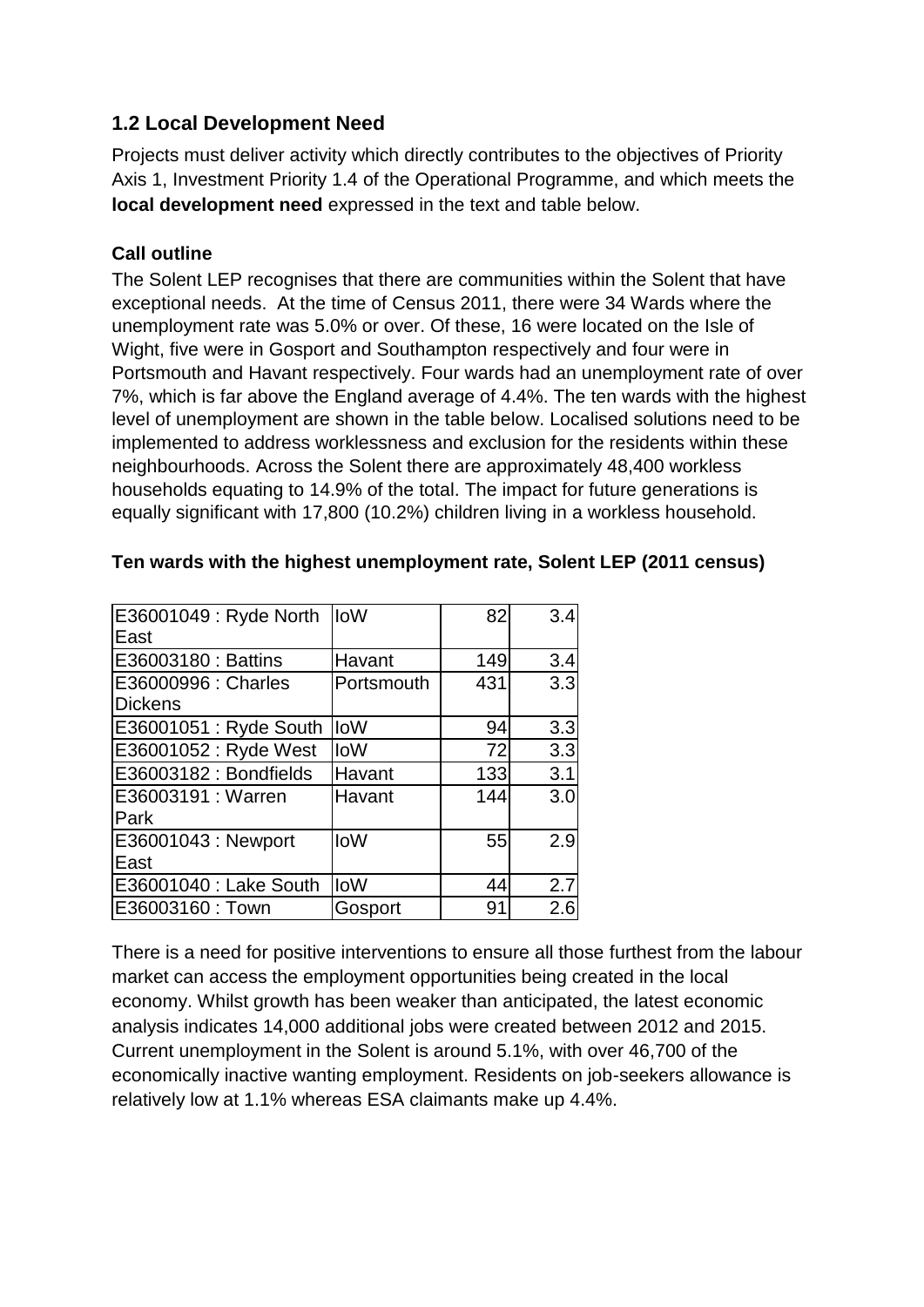## 1.2 Local Development Need

Projects must deliver activity which directly contributes to the objectives of Priority Axis 1, Investment Priority 1.4 of the Operational Programme, and which meets the **local development need** expressed in the text and table below.

### Call outline

The Solent LEP recognises that there are communities within the Solent that have exceptional needs. At the time of Census 2011, there were 34 Wards where the unemployment rate was 5.0% or over. Of these, 16 were located on the Isle of Wight, five were in Gosport and Southampton respectively and four were in Portsmouth and Havant respectively. Four wards had an unemployment rate of over 7%, which is far above the England average of 4.4%. The ten wards with the highest level of unemployment are shown in the table below. Localised solutions need to be implemented to address worklessness and exclusion for the residents within these neighbourhoods. Across the Solent there are approximately 48,400 workless households equating to 14.9% of the total. The impact for future generations is equally significant with 17,800 (10.2%) children living in a workless household.

**Ten wards with the highest unemployment rate, Solent LEP (2011 census)**

| | | | |
|---|---|---|---|
| E36001049 : Ryde North East | IoW | 82 | 3.4 |
| E36003180 : Battins | Havant | 149 | 3.4 |
| E36000996 : Charles Dickens | Portsmouth | 431 | 3.3 |
| E36001051 : Ryde South | IoW | 94 | 3.3 |
| E36001052 : Ryde West | IoW | 72 | 3.3 |
| E36003182 : Bondfields | Havant | 133 | 3.1 |
| E36003191 : Warren Park | Havant | 144 | 3.0 |
| E36001043 : Newport East | IoW | 55 | 2.9 |
| E36001040 : Lake South | IoW | 44 | 2.7 |
| E36003160 : Town | Gosport | 91 | 2.6 |

There is a need for positive interventions to ensure all those furthest from the labour market can access the employment opportunities being created in the local economy. Whilst growth has been weaker than anticipated, the latest economic analysis indicates 14,000 additional jobs were created between 2012 and 2015. Current unemployment in the Solent is around 5.1%, with over 46,700 of the economically inactive wanting employment. Residents on job-seekers allowance is relatively low at 1.1% whereas ESA claimants make up 4.4%.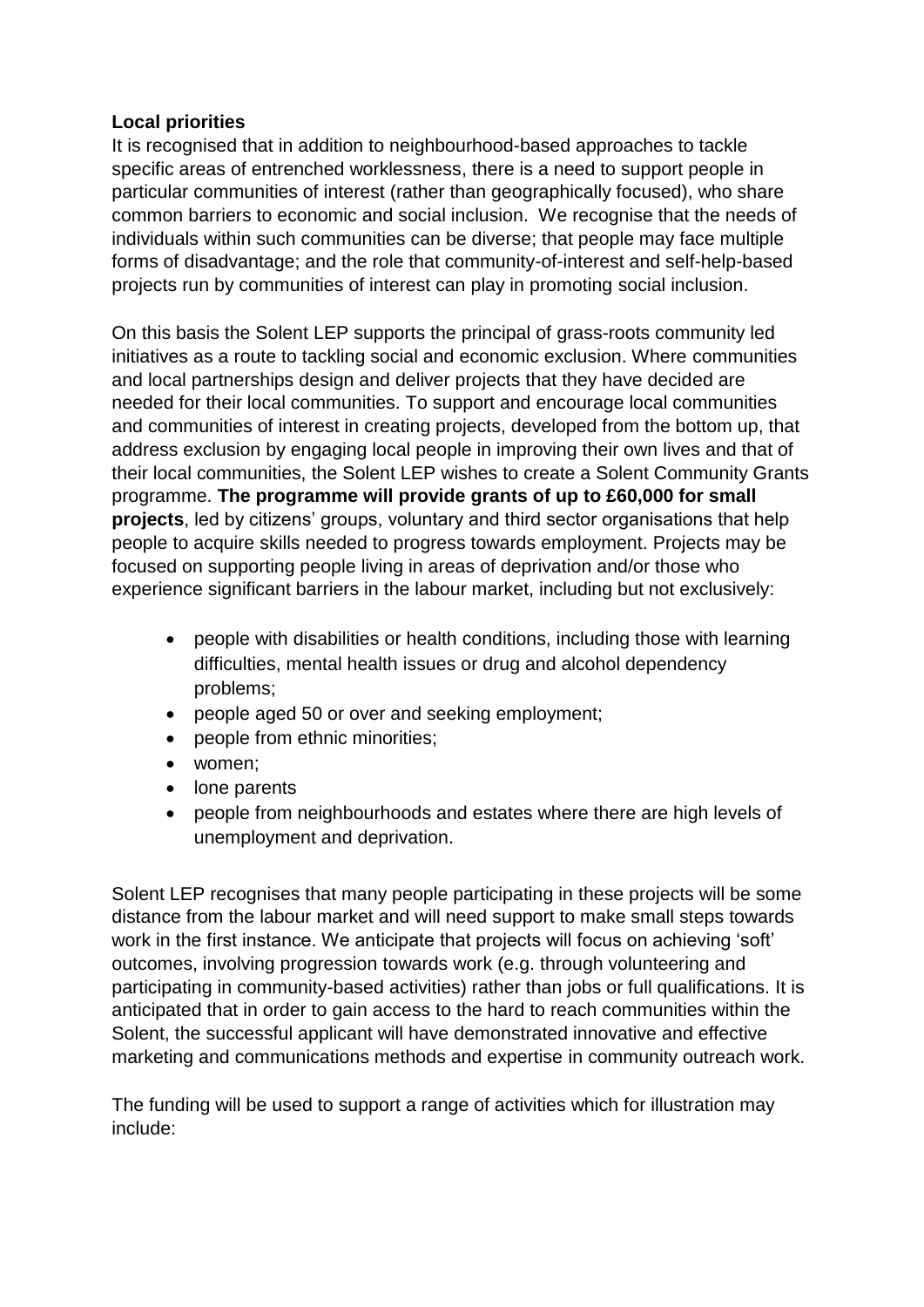**Local priorities**

It is recognised that in addition to neighbourhood-based approaches to tackle specific areas of entrenched worklessness, there is a need to support people in particular communities of interest (rather than geographically focused), who share common barriers to economic and social inclusion. We recognise that the needs of individuals within such communities can be diverse; that people may face multiple forms of disadvantage; and the role that community-of-interest and self-help-based projects run by communities of interest can play in promoting social inclusion.

On this basis the Solent LEP supports the principal of grass-roots community led initiatives as a route to tackling social and economic exclusion. Where communities and local partnerships design and deliver projects that they have decided are needed for their local communities. To support and encourage local communities and communities of interest in creating projects, developed from the bottom up, that address exclusion by engaging local people in improving their own lives and that of their local communities, the Solent LEP wishes to create a Solent Community Grants programme. **The programme will provide grants of up to £60,000 for small projects**, led by citizens' groups, voluntary and third sector organisations that help people to acquire skills needed to progress towards employment. Projects may be focused on supporting people living in areas of deprivation and/or those who experience significant barriers in the labour market, including but not exclusively:

- people with disabilities or health conditions, including those with learning difficulties, mental health issues or drug and alcohol dependency problems;
- people aged 50 or over and seeking employment;
- people from ethnic minorities;
- women;
- lone parents
- people from neighbourhoods and estates where there are high levels of unemployment and deprivation.

Solent LEP recognises that many people participating in these projects will be some distance from the labour market and will need support to make small steps towards work in the first instance. We anticipate that projects will focus on achieving 'soft' outcomes, involving progression towards work (e.g. through volunteering and participating in community-based activities) rather than jobs or full qualifications. It is anticipated that in order to gain access to the hard to reach communities within the Solent, the successful applicant will have demonstrated innovative and effective marketing and communications methods and expertise in community outreach work.

The funding will be used to support a range of activities which for illustration may include: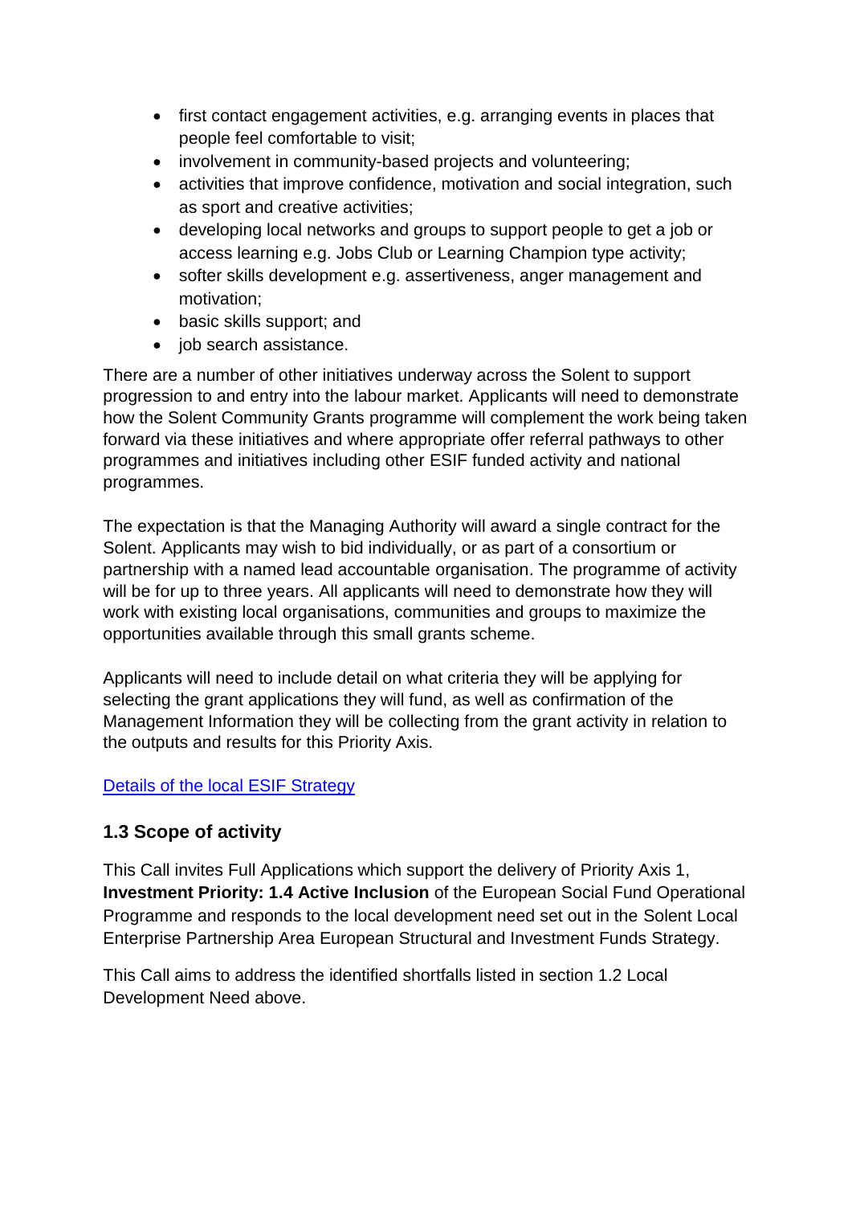- first contact engagement activities, e.g. arranging events in places that people feel comfortable to visit;
- involvement in community-based projects and volunteering;
- activities that improve confidence, motivation and social integration, such as sport and creative activities;
- developing local networks and groups to support people to get a job or access learning e.g. Jobs Club or Learning Champion type activity;
- softer skills development e.g. assertiveness, anger management and motivation;
- basic skills support; and
- job search assistance.

There are a number of other initiatives underway across the Solent to support progression to and entry into the labour market. Applicants will need to demonstrate how the Solent Community Grants programme will complement the work being taken forward via these initiatives and where appropriate offer referral pathways to other programmes and initiatives including other ESIF funded activity and national programmes.

The expectation is that the Managing Authority will award a single contract for the Solent. Applicants may wish to bid individually, or as part of a consortium or partnership with a named lead accountable organisation. The programme of activity will be for up to three years. All applicants will need to demonstrate how they will work with existing local organisations, communities and groups to maximize the opportunities available through this small grants scheme.

Applicants will need to include detail on what criteria they will be applying for selecting the grant applications they will fund, as well as confirmation of the Management Information they will be collecting from the grant activity in relation to the outputs and results for this Priority Axis.

Details of the local ESIF Strategy

### 1.3 Scope of activity

This Call invites Full Applications which support the delivery of Priority Axis 1, **Investment Priority: 1.4 Active Inclusion** of the European Social Fund Operational Programme and responds to the local development need set out in the Solent Local Enterprise Partnership Area European Structural and Investment Funds Strategy.

This Call aims to address the identified shortfalls listed in section 1.2 Local Development Need above.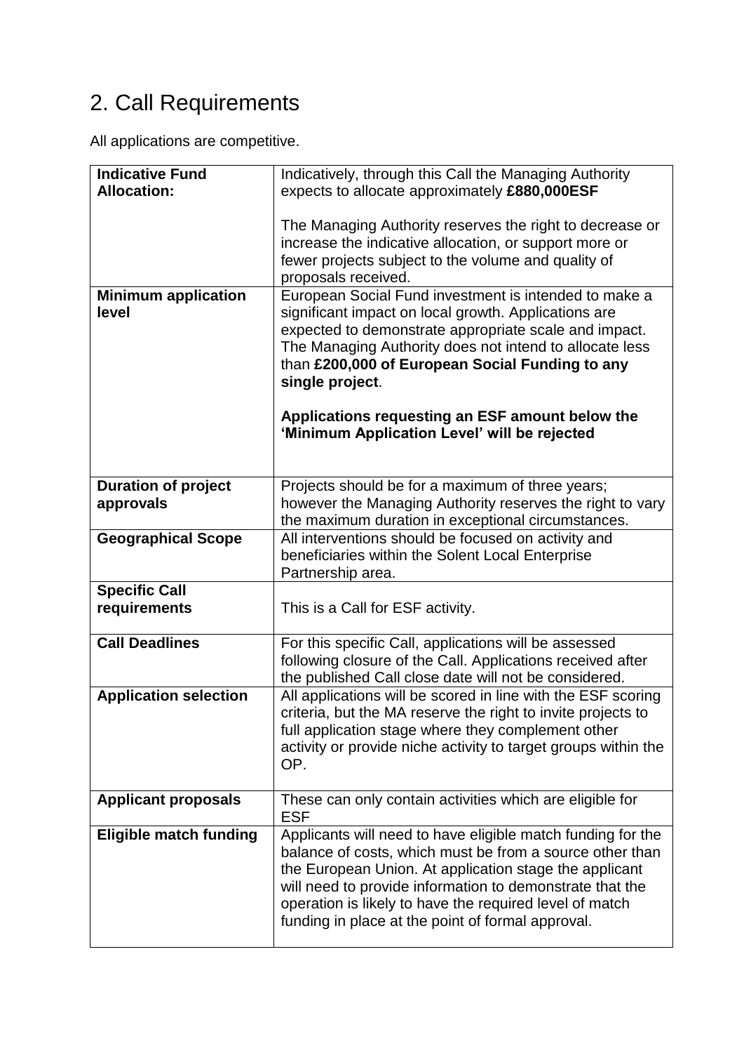## 2. Call Requirements

All applications are competitive.

| | |
|---|---|
| **Indicative Fund Allocation:** | Indicatively, through this Call the Managing Authority expects to allocate approximately **£880,000ESF**<br><br>The Managing Authority reserves the right to decrease or increase the indicative allocation, or support more or fewer projects subject to the volume and quality of proposals received. |
| **Minimum application level** | European Social Fund investment is intended to make a significant impact on local growth. Applications are expected to demonstrate appropriate scale and impact. The Managing Authority does not intend to allocate less than **£200,000 of European Social Funding to any single project**.<br><br>**Applications requesting an ESF amount below the 'Minimum Application Level' will be rejected** |
| **Duration of project approvals** | Projects should be for a maximum of three years; however the Managing Authority reserves the right to vary the maximum duration in exceptional circumstances. |
| **Geographical Scope** | All interventions should be focused on activity and beneficiaries within the Solent Local Enterprise Partnership area. |
| **Specific Call requirements** | This is a Call for ESF activity. |
| **Call Deadlines** | For this specific Call, applications will be assessed following closure of the Call. Applications received after the published Call close date will not be considered. |
| **Application selection** | All applications will be scored in line with the ESF scoring criteria, but the MA reserve the right to invite projects to full application stage where they complement other activity or provide niche activity to target groups within the OP. |
| **Applicant proposals** | These can only contain activities which are eligible for ESF |
| **Eligible match funding** | Applicants will need to have eligible match funding for the balance of costs, which must be from a source other than the European Union. At application stage the applicant will need to provide information to demonstrate that the operation is likely to have the required level of match funding in place at the point of formal approval. |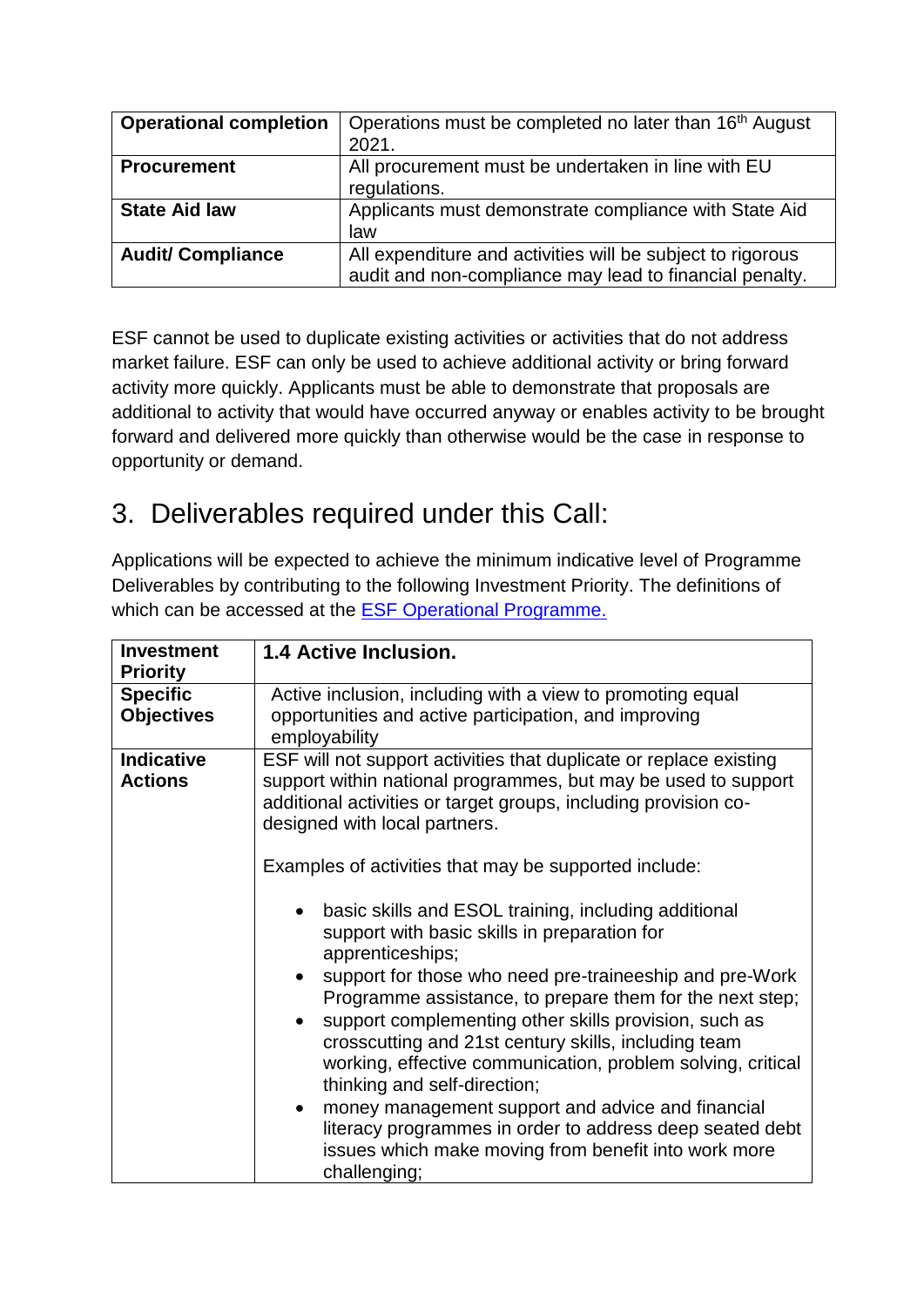| **Operational completion** | Operations must be completed no later than 16th August 2021. |
| --- | --- |
| **Procurement** | All procurement must be undertaken in line with EU regulations. |
| **State Aid law** | Applicants must demonstrate compliance with State Aid law |
| **Audit/ Compliance** | All expenditure and activities will be subject to rigorous audit and non-compliance may lead to financial penalty. |

ESF cannot be used to duplicate existing activities or activities that do not address market failure. ESF can only be used to achieve additional activity or bring forward activity more quickly. Applicants must be able to demonstrate that proposals are additional to activity that would have occurred anyway or enables activity to be brought forward and delivered more quickly than otherwise would be the case in response to opportunity or demand.

# 3. Deliverables required under this Call:

Applications will be expected to achieve the minimum indicative level of Programme Deliverables by contributing to the following Investment Priority. The definitions of which can be accessed at the [ESF Operational Programme.]()

| **Investment Priority** | **1.4 Active Inclusion.** |
| --- | --- |
| **Specific Objectives** | Active inclusion, including with a view to promoting equal opportunities and active participation, and improving employability |
| **Indicative Actions** | ESF will not support activities that duplicate or replace existing support within national programmes, but may be used to support additional activities or target groups, including provision co-designed with local partners.<br><br>Examples of activities that may be supported include:<br><br>• basic skills and ESOL training, including additional support with basic skills in preparation for apprenticeships;<br>• support for those who need pre-traineeship and pre-Work Programme assistance, to prepare them for the next step;<br>• support complementing other skills provision, such as crosscutting and 21st century skills, including team working, effective communication, problem solving, critical thinking and self-direction;<br>• money management support and advice and financial literacy programmes in order to address deep seated debt issues which make moving from benefit into work more challenging; |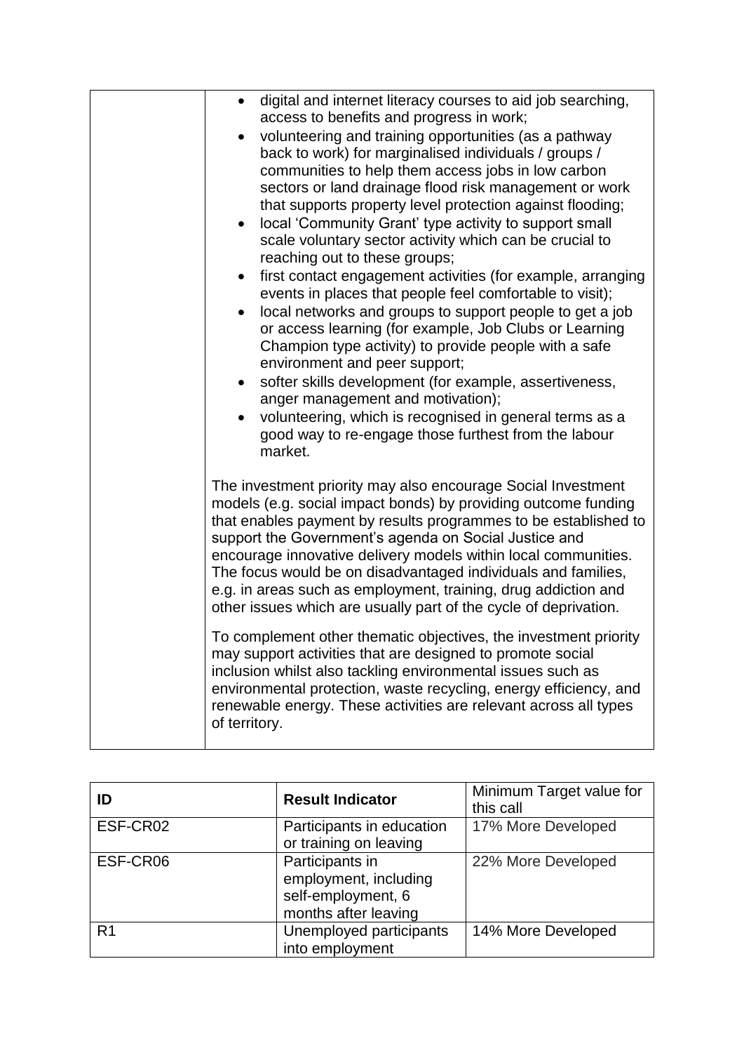| | |
|---|---|
| | • digital and internet literacy courses to aid job searching, access to benefits and progress in work;<br>• volunteering and training opportunities (as a pathway back to work) for marginalised individuals / groups / communities to help them access jobs in low carbon sectors or land drainage flood risk management or work that supports property level protection against flooding;<br>• local 'Community Grant' type activity to support small scale voluntary sector activity which can be crucial to reaching out to these groups;<br>• first contact engagement activities (for example, arranging events in places that people feel comfortable to visit);<br>• local networks and groups to support people to get a job or access learning (for example, Job Clubs or Learning Champion type activity) to provide people with a safe environment and peer support;<br>• softer skills development (for example, assertiveness, anger management and motivation);<br>• volunteering, which is recognised in general terms as a good way to re-engage those furthest from the labour market.<br><br>The investment priority may also encourage Social Investment models (e.g. social impact bonds) by providing outcome funding that enables payment by results programmes to be established to support the Government's agenda on Social Justice and encourage innovative delivery models within local communities. The focus would be on disadvantaged individuals and families, e.g. in areas such as employment, training, drug addiction and other issues which are usually part of the cycle of deprivation.<br><br>To complement other thematic objectives, the investment priority may support activities that are designed to promote social inclusion whilst also tackling environmental issues such as environmental protection, waste recycling, energy efficiency, and renewable energy. These activities are relevant across all types of territory. |

| ID | Result Indicator | Minimum Target value for this call |
|---|---|---|
| ESF-CR02 | Participants in education or training on leaving | 17% More Developed |
| ESF-CR06 | Participants in employment, including self-employment, 6 months after leaving | 22% More Developed |
| R1 | Unemployed participants into employment | 14% More Developed |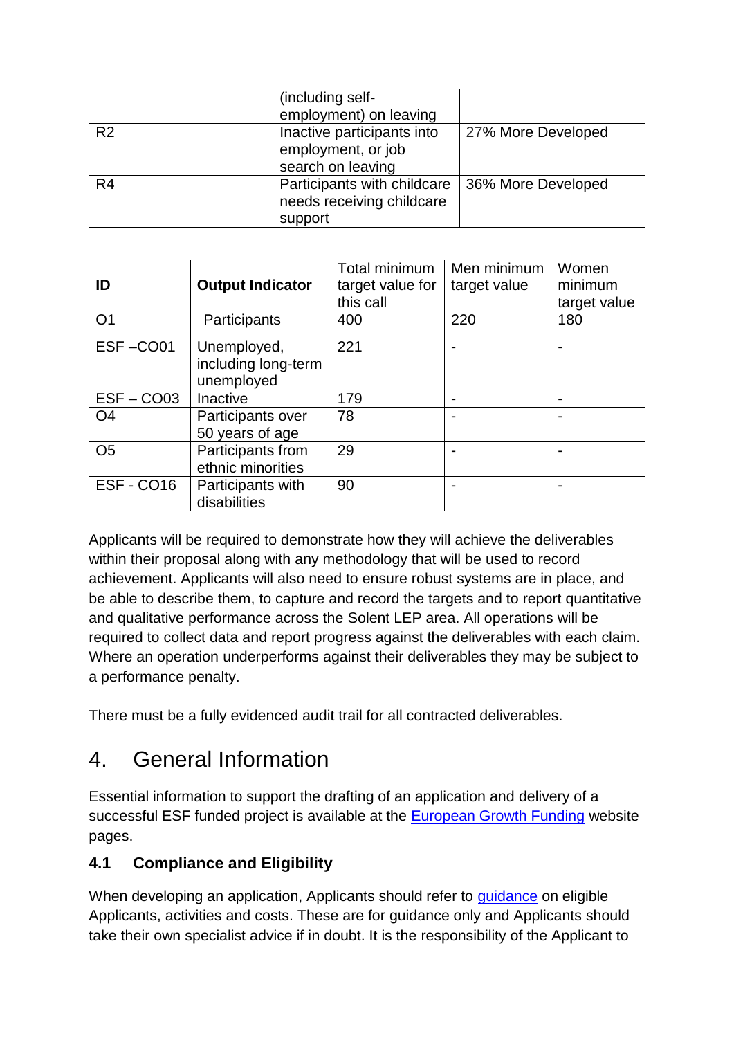| | (including self-employment) on leaving | |
|---|---|---|
| R2 | Inactive participants into employment, or job search on leaving | 27% More Developed |
| R4 | Participants with childcare needs receiving childcare support | 36% More Developed |

| ID | Output Indicator | Total minimum target value for this call | Men minimum target value | Women minimum target value |
|---|---|---|---|---|
| O1 | Participants | 400 | 220 | 180 |
| ESF –CO01 | Unemployed, including long-term unemployed | 221 | - | - |
| ESF – CO03 | Inactive | 179 | - | - |
| O4 | Participants over 50 years of age | 78 | - | - |
| O5 | Participants from ethnic minorities | 29 | - | - |
| ESF - CO16 | Participants with disabilities | 90 | - | - |

Applicants will be required to demonstrate how they will achieve the deliverables within their proposal along with any methodology that will be used to record achievement. Applicants will also need to ensure robust systems are in place, and be able to describe them, to capture and record the targets and to report quantitative and qualitative performance across the Solent LEP area. All operations will be required to collect data and report progress against the deliverables with each claim. Where an operation underperforms against their deliverables they may be subject to a performance penalty.

There must be a fully evidenced audit trail for all contracted deliverables.

# 4. General Information

Essential information to support the drafting of an application and delivery of a successful ESF funded project is available at the European Growth Funding website pages.

### 4.1 Compliance and Eligibility

When developing an application, Applicants should refer to guidance on eligible Applicants, activities and costs. These are for guidance only and Applicants should take their own specialist advice if in doubt. It is the responsibility of the Applicant to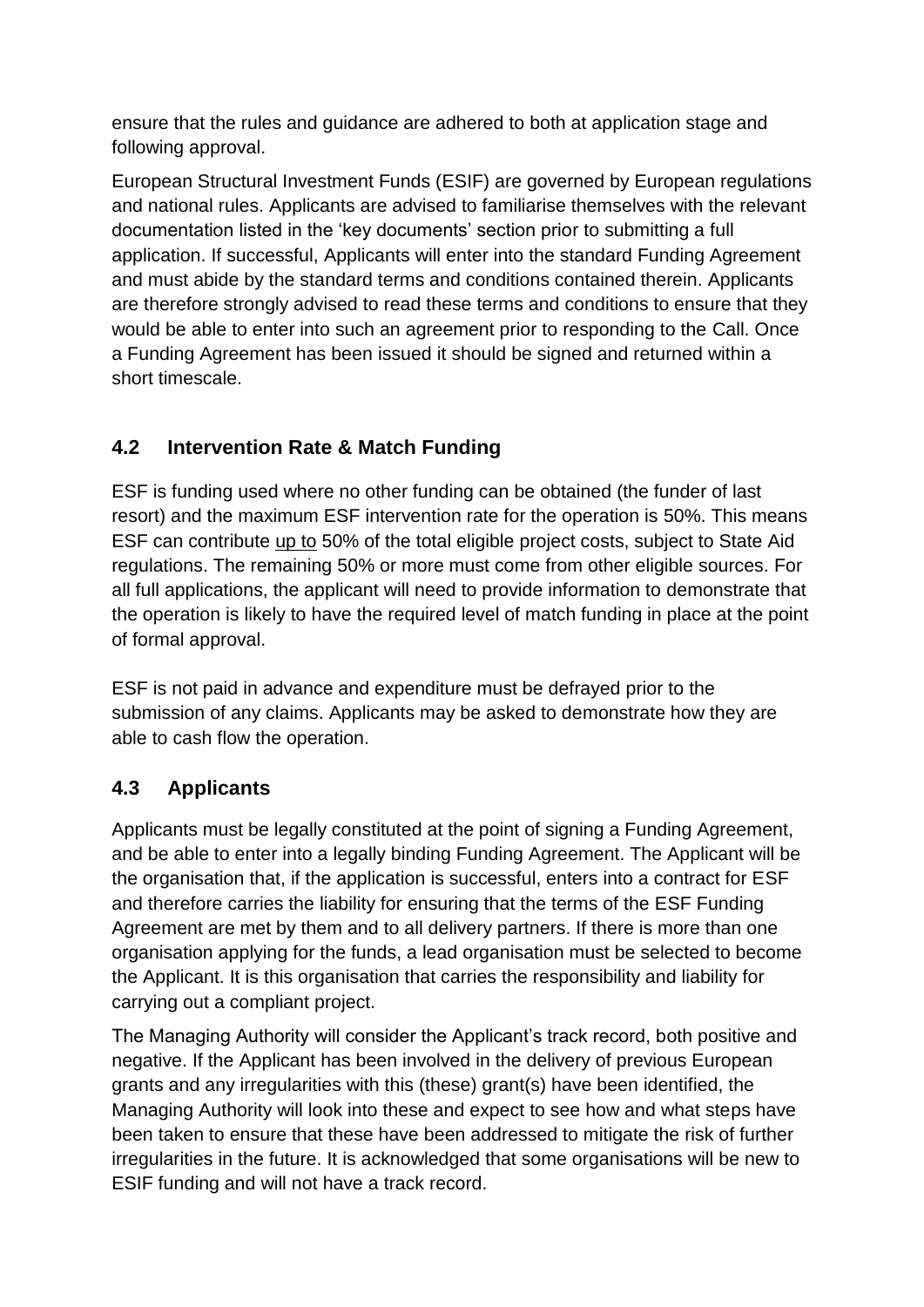ensure that the rules and guidance are adhered to both at application stage and following approval.

European Structural Investment Funds (ESIF) are governed by European regulations and national rules. Applicants are advised to familiarise themselves with the relevant documentation listed in the 'key documents' section prior to submitting a full application. If successful, Applicants will enter into the standard Funding Agreement and must abide by the standard terms and conditions contained therein. Applicants are therefore strongly advised to read these terms and conditions to ensure that they would be able to enter into such an agreement prior to responding to the Call. Once a Funding Agreement has been issued it should be signed and returned within a short timescale.

## 4.2 Intervention Rate & Match Funding

ESF is funding used where no other funding can be obtained (the funder of last resort) and the maximum ESF intervention rate for the operation is 50%. This means ESF can contribute up to 50% of the total eligible project costs, subject to State Aid regulations. The remaining 50% or more must come from other eligible sources. For all full applications, the applicant will need to provide information to demonstrate that the operation is likely to have the required level of match funding in place at the point of formal approval.

ESF is not paid in advance and expenditure must be defrayed prior to the submission of any claims. Applicants may be asked to demonstrate how they are able to cash flow the operation.

## 4.3 Applicants

Applicants must be legally constituted at the point of signing a Funding Agreement, and be able to enter into a legally binding Funding Agreement. The Applicant will be the organisation that, if the application is successful, enters into a contract for ESF and therefore carries the liability for ensuring that the terms of the ESF Funding Agreement are met by them and to all delivery partners. If there is more than one organisation applying for the funds, a lead organisation must be selected to become the Applicant. It is this organisation that carries the responsibility and liability for carrying out a compliant project.

The Managing Authority will consider the Applicant's track record, both positive and negative. If the Applicant has been involved in the delivery of previous European grants and any irregularities with this (these) grant(s) have been identified, the Managing Authority will look into these and expect to see how and what steps have been taken to ensure that these have been addressed to mitigate the risk of further irregularities in the future. It is acknowledged that some organisations will be new to ESIF funding and will not have a track record.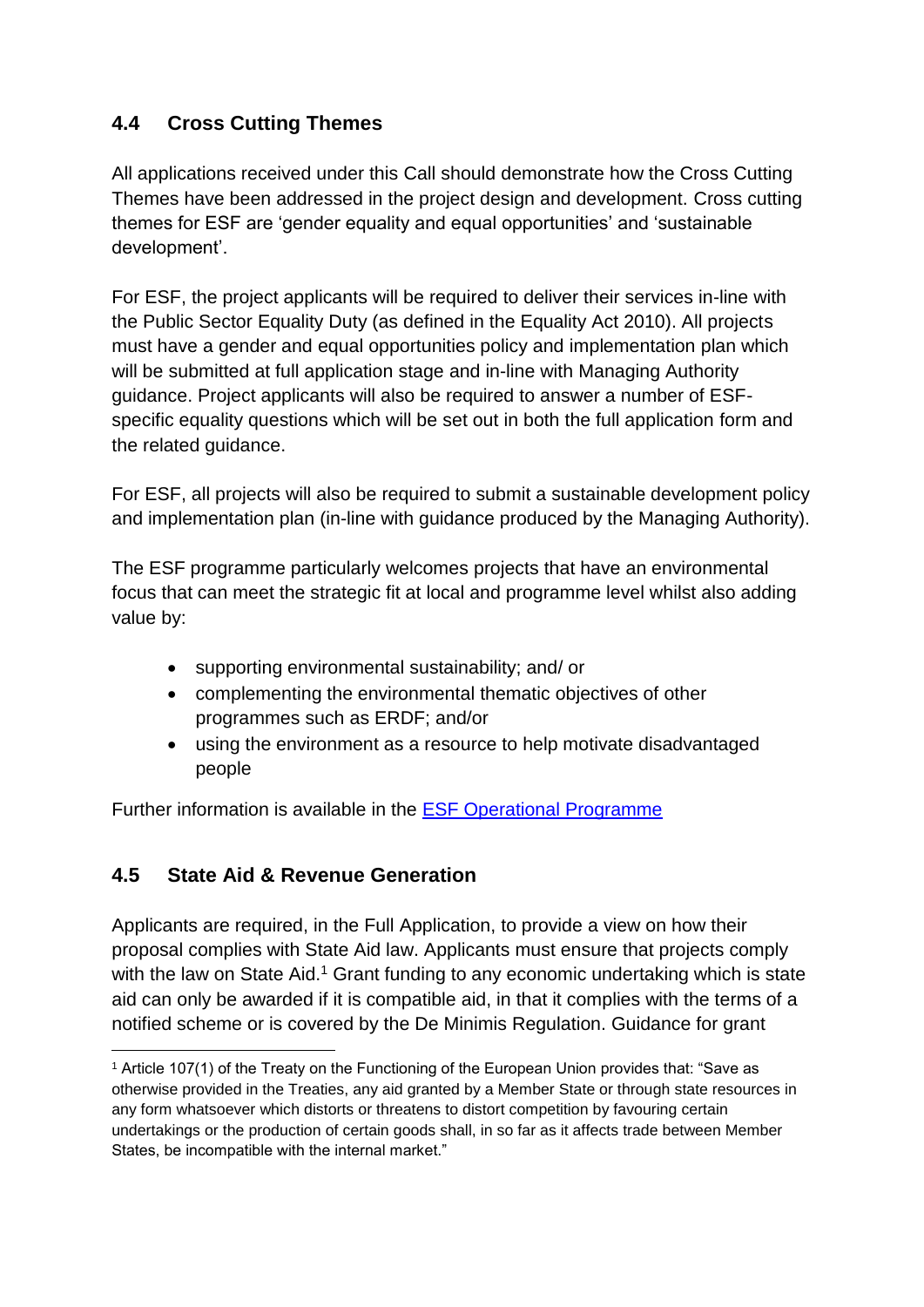## 4.4 Cross Cutting Themes

All applications received under this Call should demonstrate how the Cross Cutting Themes have been addressed in the project design and development. Cross cutting themes for ESF are 'gender equality and equal opportunities' and 'sustainable development'.

For ESF, the project applicants will be required to deliver their services in-line with the Public Sector Equality Duty (as defined in the Equality Act 2010). All projects must have a gender and equal opportunities policy and implementation plan which will be submitted at full application stage and in-line with Managing Authority guidance. Project applicants will also be required to answer a number of ESF-specific equality questions which will be set out in both the full application form and the related guidance.

For ESF, all projects will also be required to submit a sustainable development policy and implementation plan (in-line with guidance produced by the Managing Authority).

The ESF programme particularly welcomes projects that have an environmental focus that can meet the strategic fit at local and programme level whilst also adding value by:

- supporting environmental sustainability; and/ or
- complementing the environmental thematic objectives of other programmes such as ERDF; and/or
- using the environment as a resource to help motivate disadvantaged people

Further information is available in the [ESF Operational Programme]()

## 4.5 State Aid & Revenue Generation

Applicants are required, in the Full Application, to provide a view on how their proposal complies with State Aid law. Applicants must ensure that projects comply with the law on State Aid.[1] Grant funding to any economic undertaking which is state aid can only be awarded if it is compatible aid, in that it complies with the terms of a notified scheme or is covered by the De Minimis Regulation. Guidance for grant

[1] Article 107(1) of the Treaty on the Functioning of the European Union provides that: "Save as otherwise provided in the Treaties, any aid granted by a Member State or through state resources in any form whatsoever which distorts or threatens to distort competition by favouring certain undertakings or the production of certain goods shall, in so far as it affects trade between Member States, be incompatible with the internal market."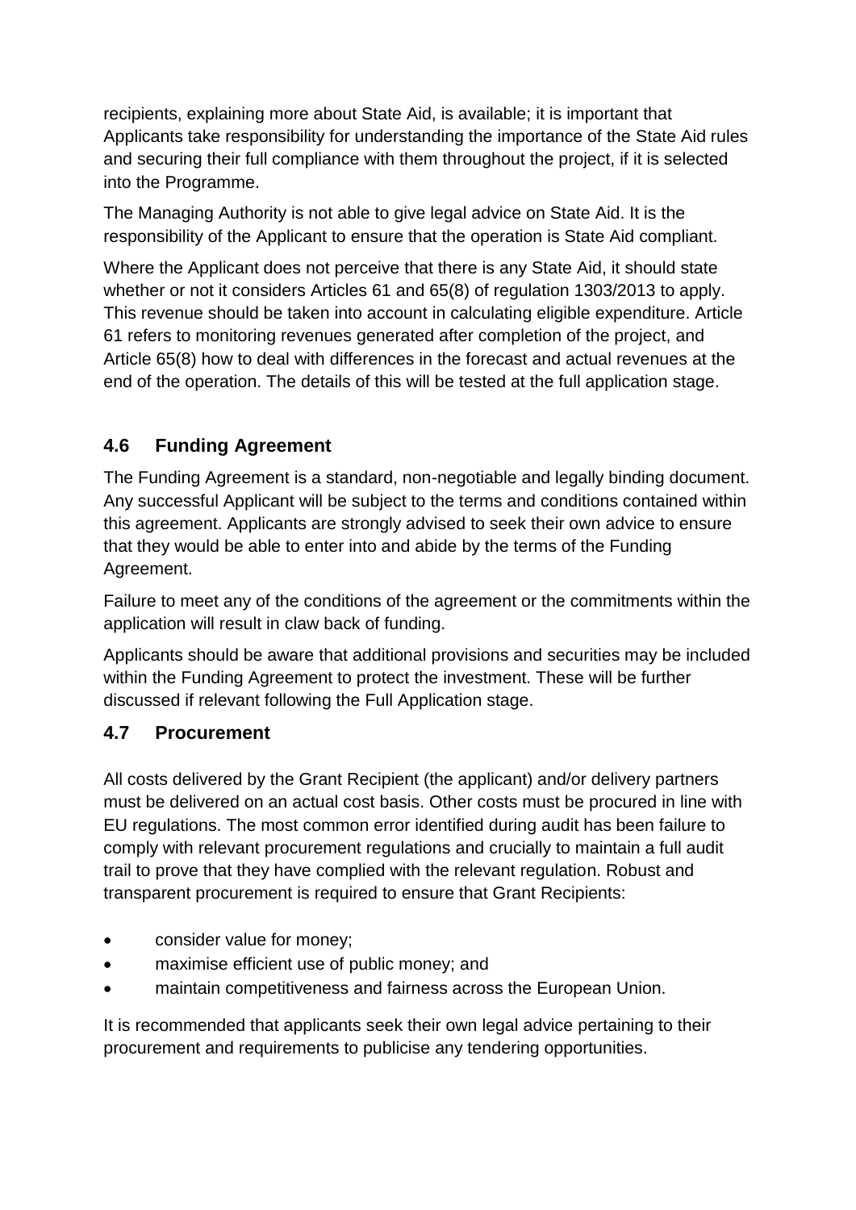recipients, explaining more about State Aid, is available; it is important that Applicants take responsibility for understanding the importance of the State Aid rules and securing their full compliance with them throughout the project, if it is selected into the Programme.

The Managing Authority is not able to give legal advice on State Aid. It is the responsibility of the Applicant to ensure that the operation is State Aid compliant.

Where the Applicant does not perceive that there is any State Aid, it should state whether or not it considers Articles 61 and 65(8) of regulation 1303/2013 to apply. This revenue should be taken into account in calculating eligible expenditure. Article 61 refers to monitoring revenues generated after completion of the project, and Article 65(8) how to deal with differences in the forecast and actual revenues at the end of the operation. The details of this will be tested at the full application stage.

## 4.6 Funding Agreement

The Funding Agreement is a standard, non-negotiable and legally binding document. Any successful Applicant will be subject to the terms and conditions contained within this agreement. Applicants are strongly advised to seek their own advice to ensure that they would be able to enter into and abide by the terms of the Funding Agreement.

Failure to meet any of the conditions of the agreement or the commitments within the application will result in claw back of funding.

Applicants should be aware that additional provisions and securities may be included within the Funding Agreement to protect the investment. These will be further discussed if relevant following the Full Application stage.

## 4.7 Procurement

All costs delivered by the Grant Recipient (the applicant) and/or delivery partners must be delivered on an actual cost basis. Other costs must be procured in line with EU regulations. The most common error identified during audit has been failure to comply with relevant procurement regulations and crucially to maintain a full audit trail to prove that they have complied with the relevant regulation. Robust and transparent procurement is required to ensure that Grant Recipients:

- consider value for money;
- maximise efficient use of public money; and
- maintain competitiveness and fairness across the European Union.

It is recommended that applicants seek their own legal advice pertaining to their procurement and requirements to publicise any tendering opportunities.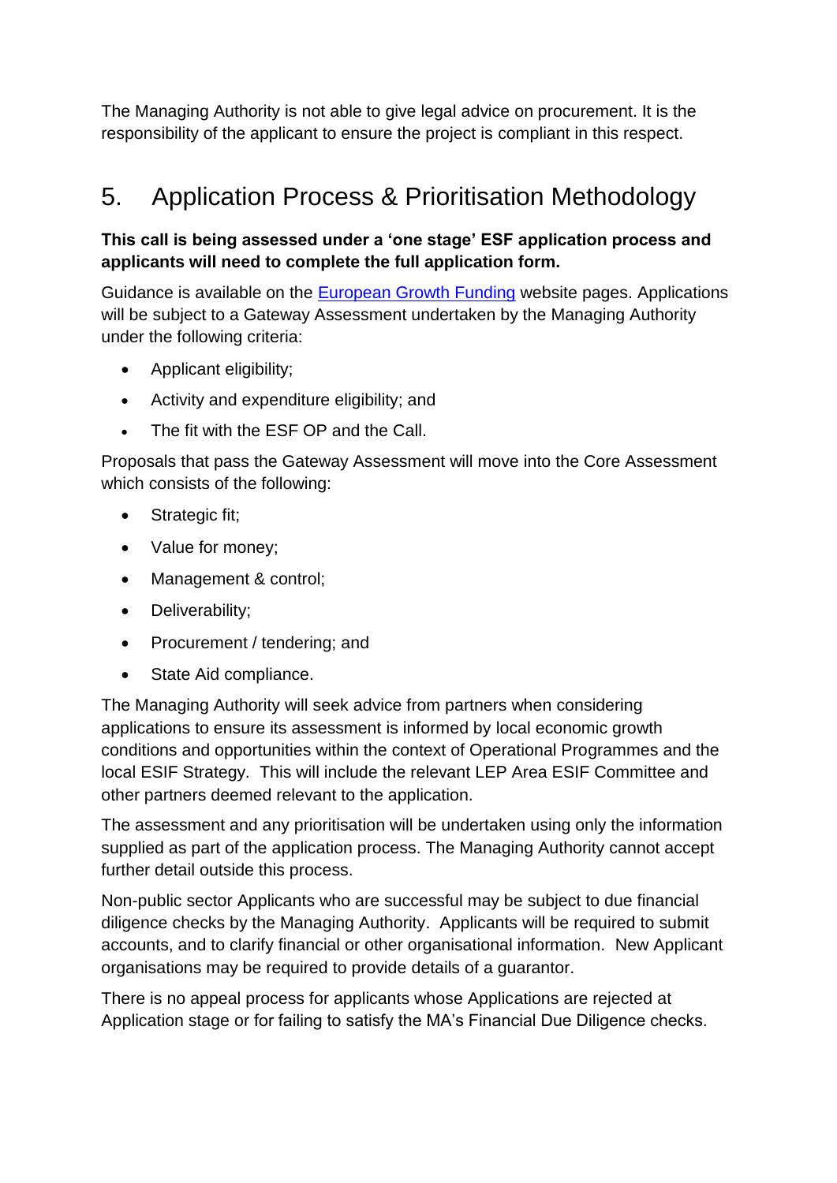The Managing Authority is not able to give legal advice on procurement. It is the responsibility of the applicant to ensure the project is compliant in this respect.

# 5. Application Process & Prioritisation Methodology

**This call is being assessed under a 'one stage' ESF application process and applicants will need to complete the full application form.**

Guidance is available on the [European Growth Funding](#) website pages. Applications will be subject to a Gateway Assessment undertaken by the Managing Authority under the following criteria:

- Applicant eligibility;
- Activity and expenditure eligibility; and
- The fit with the ESF OP and the Call.

Proposals that pass the Gateway Assessment will move into the Core Assessment which consists of the following:

- Strategic fit;
- Value for money;
- Management & control;
- Deliverability;
- Procurement / tendering; and
- State Aid compliance.

The Managing Authority will seek advice from partners when considering applications to ensure its assessment is informed by local economic growth conditions and opportunities within the context of Operational Programmes and the local ESIF Strategy. This will include the relevant LEP Area ESIF Committee and other partners deemed relevant to the application.

The assessment and any prioritisation will be undertaken using only the information supplied as part of the application process. The Managing Authority cannot accept further detail outside this process.

Non-public sector Applicants who are successful may be subject to due financial diligence checks by the Managing Authority. Applicants will be required to submit accounts, and to clarify financial or other organisational information. New Applicant organisations may be required to provide details of a guarantor.

There is no appeal process for applicants whose Applications are rejected at Application stage or for failing to satisfy the MA's Financial Due Diligence checks.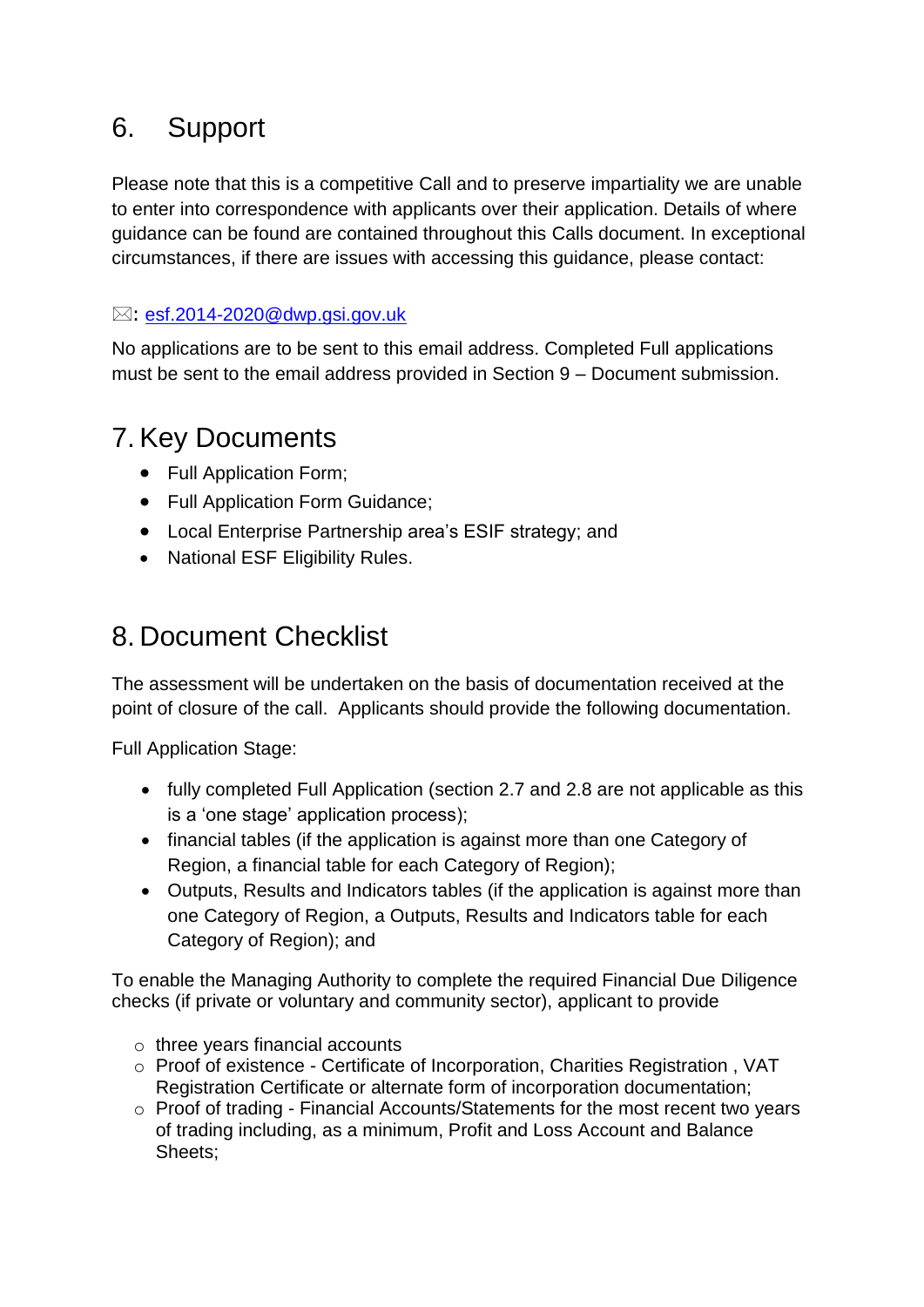## 6. Support

Please note that this is a competitive Call and to preserve impartiality we are unable to enter into correspondence with applicants over their application. Details of where guidance can be found are contained throughout this Calls document. In exceptional circumstances, if there are issues with accessing this guidance, please contact:

✉: esf.2014-2020@dwp.gsi.gov.uk

No applications are to be sent to this email address. Completed Full applications must be sent to the email address provided in Section 9 – Document submission.

## 7. Key Documents

- Full Application Form;
- Full Application Form Guidance;
- Local Enterprise Partnership area's ESIF strategy; and
- National ESF Eligibility Rules.

## 8. Document Checklist

The assessment will be undertaken on the basis of documentation received at the point of closure of the call. Applicants should provide the following documentation.

Full Application Stage:

- fully completed Full Application (section 2.7 and 2.8 are not applicable as this is a 'one stage' application process);
- financial tables (if the application is against more than one Category of Region, a financial table for each Category of Region);
- Outputs, Results and Indicators tables (if the application is against more than one Category of Region, a Outputs, Results and Indicators table for each Category of Region); and

To enable the Managing Authority to complete the required Financial Due Diligence checks (if private or voluntary and community sector), applicant to provide

- three years financial accounts
- Proof of existence - Certificate of Incorporation, Charities Registration , VAT Registration Certificate or alternate form of incorporation documentation;
- Proof of trading - Financial Accounts/Statements for the most recent two years of trading including, as a minimum, Profit and Loss Account and Balance Sheets;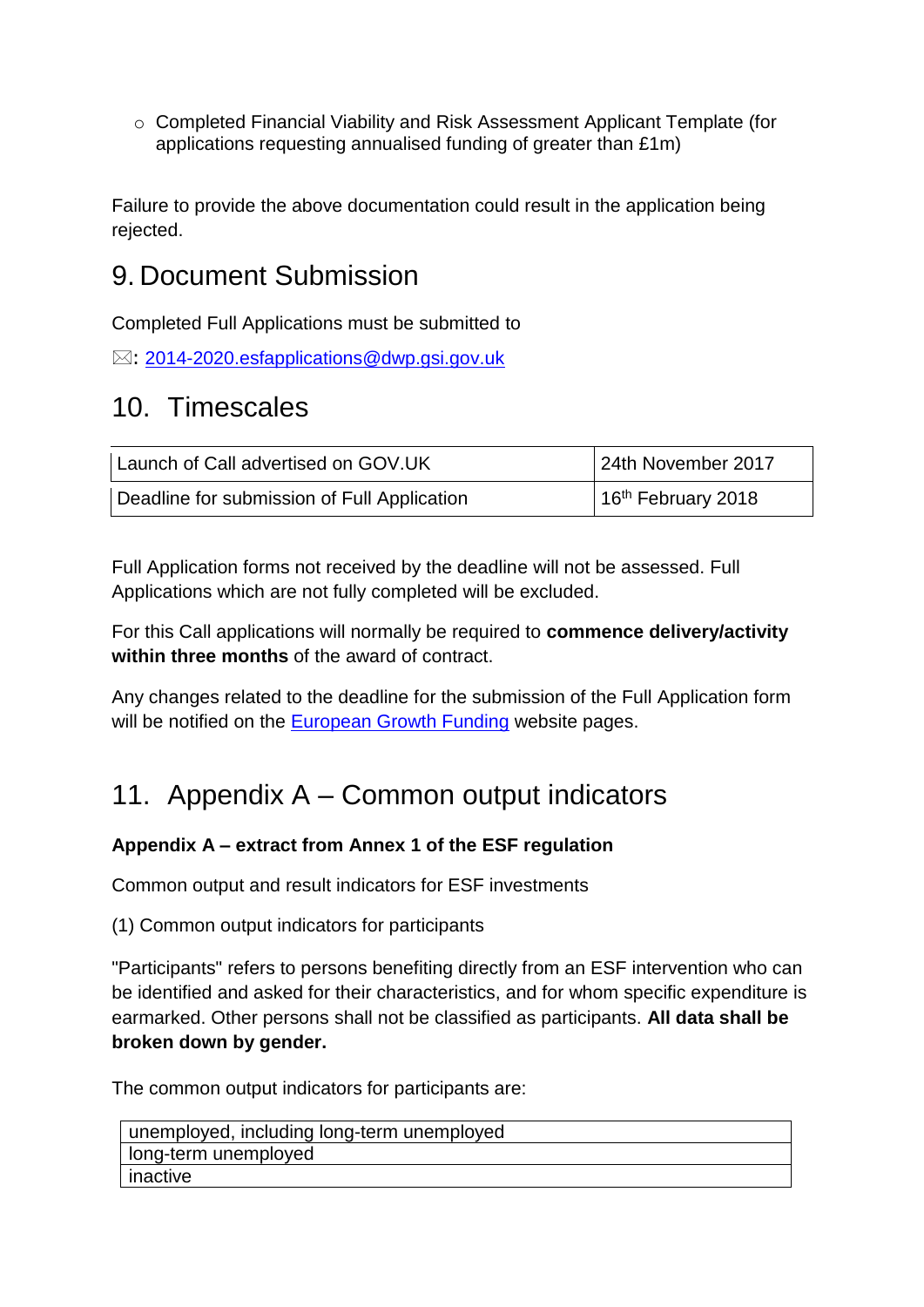- Completed Financial Viability and Risk Assessment Applicant Template (for applications requesting annualised funding of greater than £1m)

Failure to provide the above documentation could result in the application being rejected.

## 9. Document Submission

Completed Full Applications must be submitted to

✉: [2014-2020.esfapplications@dwp.gsi.gov.uk](mailto:2014-2020.esfapplications@dwp.gsi.gov.uk)

## 10. Timescales

| Launch of Call advertised on GOV.UK | 24th November 2017 |
|---|---|
| Deadline for submission of Full Application | 16th February 2018 |

Full Application forms not received by the deadline will not be assessed. Full Applications which are not fully completed will be excluded.

For this Call applications will normally be required to **commence delivery/activity within three months** of the award of contract.

Any changes related to the deadline for the submission of the Full Application form will be notified on the European Growth Funding website pages.

## 11. Appendix A – Common output indicators

**Appendix A – extract from Annex 1 of the ESF regulation**

Common output and result indicators for ESF investments

(1) Common output indicators for participants

"Participants" refers to persons benefiting directly from an ESF intervention who can be identified and asked for their characteristics, and for whom specific expenditure is earmarked. Other persons shall not be classified as participants. **All data shall be broken down by gender.**

The common output indicators for participants are:

| unemployed, including long-term unemployed |
|---|
| long-term unemployed |
| inactive |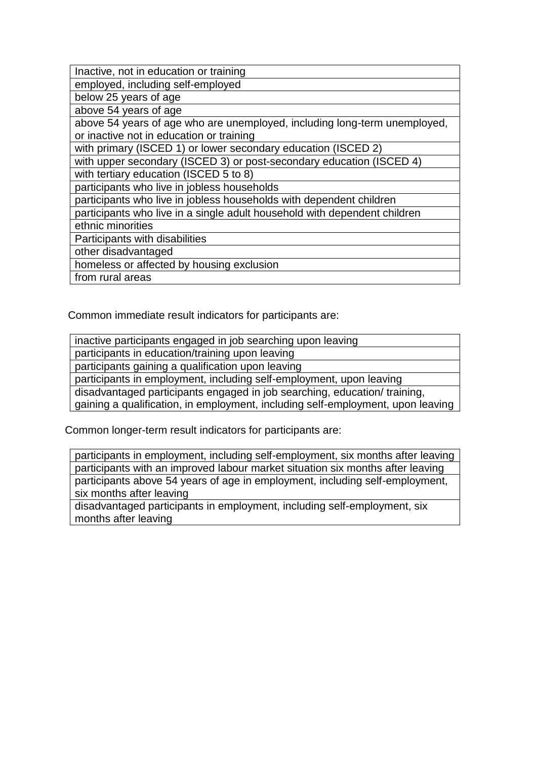| |
|---|
| Inactive, not in education or training |
| employed, including self-employed |
| below 25 years of age |
| above 54 years of age |
| above 54 years of age who are unemployed, including long-term unemployed, or inactive not in education or training |
| with primary (ISCED 1) or lower secondary education (ISCED 2) |
| with upper secondary (ISCED 3) or post-secondary education (ISCED 4) |
| with tertiary education (ISCED 5 to 8) |
| participants who live in jobless households |
| participants who live in jobless households with dependent children |
| participants who live in a single adult household with dependent children |
| ethnic minorities |
| Participants with disabilities |
| other disadvantaged |
| homeless or affected by housing exclusion |
| from rural areas |

Common immediate result indicators for participants are:

| |
|---|
| inactive participants engaged in job searching upon leaving |
| participants in education/training upon leaving |
| participants gaining a qualification upon leaving |
| participants in employment, including self-employment, upon leaving |
| disadvantaged participants engaged in job searching, education/ training, gaining a qualification, in employment, including self-employment, upon leaving |

Common longer-term result indicators for participants are:

| |
|---|
| participants in employment, including self-employment, six months after leaving |
| participants with an improved labour market situation six months after leaving |
| participants above 54 years of age in employment, including self-employment, six months after leaving |
| disadvantaged participants in employment, including self-employment, six months after leaving |